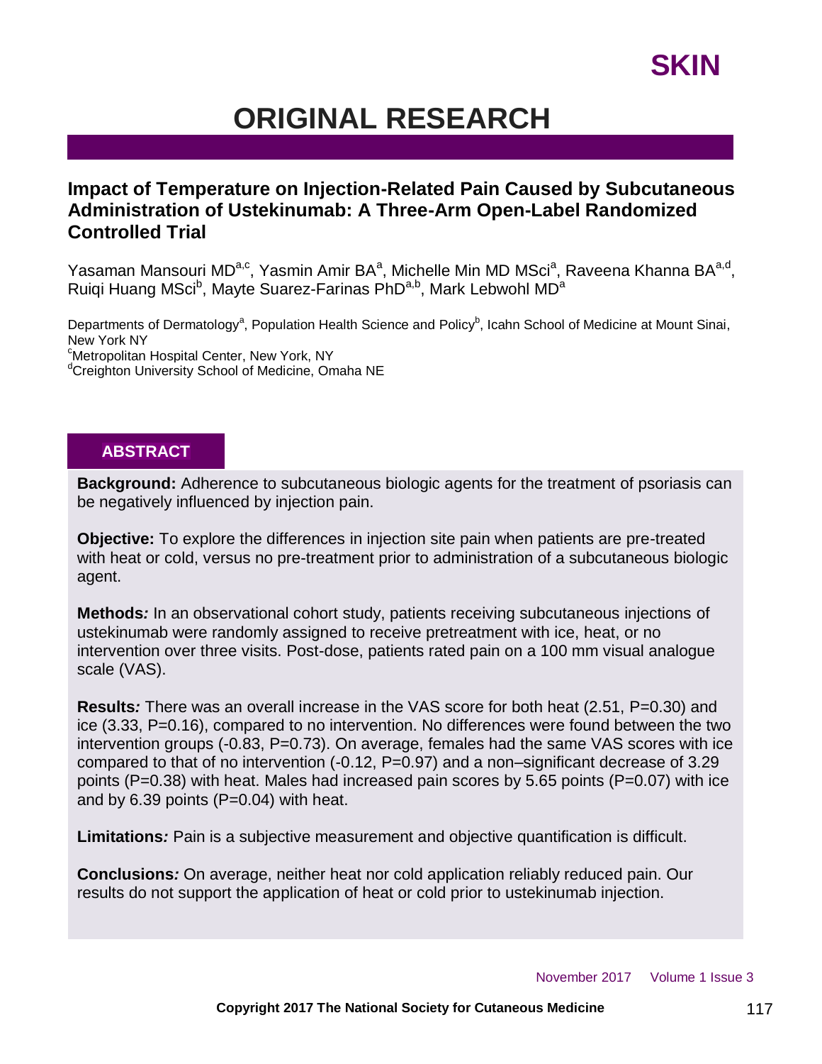# ORIGINAL RESEARCH

## Impact of Temperature on Injection-Related Pain Caused by Subcutaneous Administration of Ustekinumab: A Three-Arm Open-Label Randomized Controlled Trial

Yasaman Mansouri MD[a,c], Yasmin Amir BA[a], Michelle Min MD MSci[a], Raveena Khanna BA[a,d], Ruiqi Huang MSci[b], Mayte Suarez-Farinas PhD[a,b], Mark Lebwohl MD[a]

Departments of Dermatology[a], Population Health Science and Policy[b], Icahn School of Medicine at Mount Sinai, New York NY
[c]Metropolitan Hospital Center, New York, NY
[d]Creighton University School of Medicine, Omaha NE

### ABSTRACT

**Background:** Adherence to subcutaneous biologic agents for the treatment of psoriasis can be negatively influenced by injection pain.

**Objective:** To explore the differences in injection site pain when patients are pre-treated with heat or cold, versus no pre-treatment prior to administration of a subcutaneous biologic agent.

**Methods***:* In an observational cohort study, patients receiving subcutaneous injections of ustekinumab were randomly assigned to receive pretreatment with ice, heat, or no intervention over three visits. Post-dose, patients rated pain on a 100 mm visual analogue scale (VAS).

**Results***:* There was an overall increase in the VAS score for both heat (2.51, P=0.30) and ice (3.33, P=0.16), compared to no intervention. No differences were found between the two intervention groups (-0.83, P=0.73). On average, females had the same VAS scores with ice compared to that of no intervention (-0.12, P=0.97) and a non–significant decrease of 3.29 points (P=0.38) with heat. Males had increased pain scores by 5.65 points (P=0.07) with ice and by 6.39 points (P=0.04) with heat.

**Limitations***:* Pain is a subjective measurement and objective quantification is difficult.

**Conclusions***:* On average, neither heat nor cold application reliably reduced pain. Our results do not support the application of heat or cold prior to ustekinumab injection.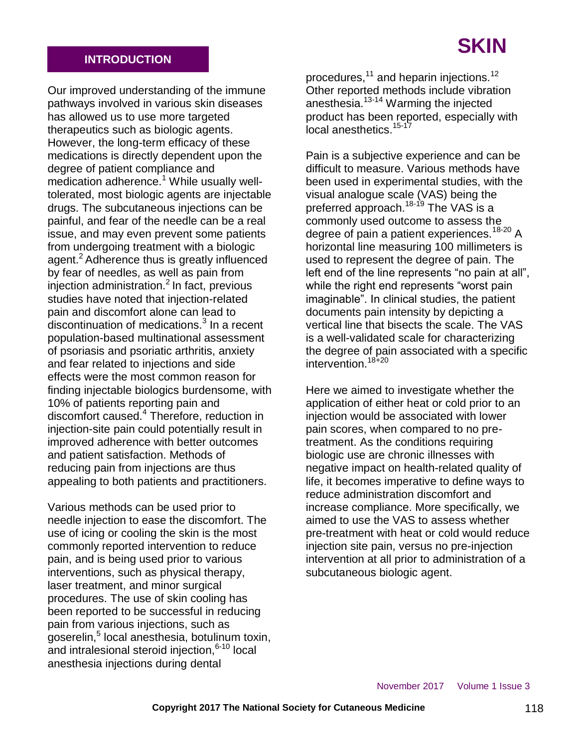## INTRODUCTION

Our improved understanding of the immune pathways involved in various skin diseases has allowed us to use more targeted therapeutics such as biologic agents. However, the long-term efficacy of these medications is directly dependent upon the degree of patient compliance and medication adherence.[1] While usually well-tolerated, most biologic agents are injectable drugs. The subcutaneous injections can be painful, and fear of the needle can be a real issue, and may even prevent some patients from undergoing treatment with a biologic agent.[2] Adherence thus is greatly influenced by fear of needles, as well as pain from injection administration.[2] In fact, previous studies have noted that injection-related pain and discomfort alone can lead to discontinuation of medications.[3] In a recent population-based multinational assessment of psoriasis and psoriatic arthritis, anxiety and fear related to injections and side effects were the most common reason for finding injectable biologics burdensome, with 10% of patients reporting pain and discomfort caused.[4] Therefore, reduction in injection-site pain could potentially result in improved adherence with better outcomes and patient satisfaction. Methods of reducing pain from injections are thus appealing to both patients and practitioners.

Various methods can be used prior to needle injection to ease the discomfort. The use of icing or cooling the skin is the most commonly reported intervention to reduce pain, and is being used prior to various interventions, such as physical therapy, laser treatment, and minor surgical procedures. The use of skin cooling has been reported to be successful in reducing pain from various injections, such as goserelin,[5] local anesthesia, botulinum toxin, and intralesional steroid injection,[6-10] local anesthesia injections during dental procedures,[11] and heparin injections.[12] Other reported methods include vibration anesthesia.[13-14] Warming the injected product has been reported, especially with local anesthetics.[15-17]

Pain is a subjective experience and can be difficult to measure. Various methods have been used in experimental studies, with the visual analogue scale (VAS) being the preferred approach.[18-19] The VAS is a commonly used outcome to assess the degree of pain a patient experiences.[18-20] A horizontal line measuring 100 millimeters is used to represent the degree of pain. The left end of the line represents "no pain at all", while the right end represents "worst pain imaginable". In clinical studies, the patient documents pain intensity by depicting a vertical line that bisects the scale. The VAS is a well-validated scale for characterizing the degree of pain associated with a specific intervention.[18-20]

Here we aimed to investigate whether the application of either heat or cold prior to an injection would be associated with lower pain scores, when compared to no pre-treatment. As the conditions requiring biologic use are chronic illnesses with negative impact on health-related quality of life, it becomes imperative to define ways to reduce administration discomfort and increase compliance. More specifically, we aimed to use the VAS to assess whether pre-treatment with heat or cold would reduce injection site pain, versus no pre-injection intervention at all prior to administration of a subcutaneous biologic agent.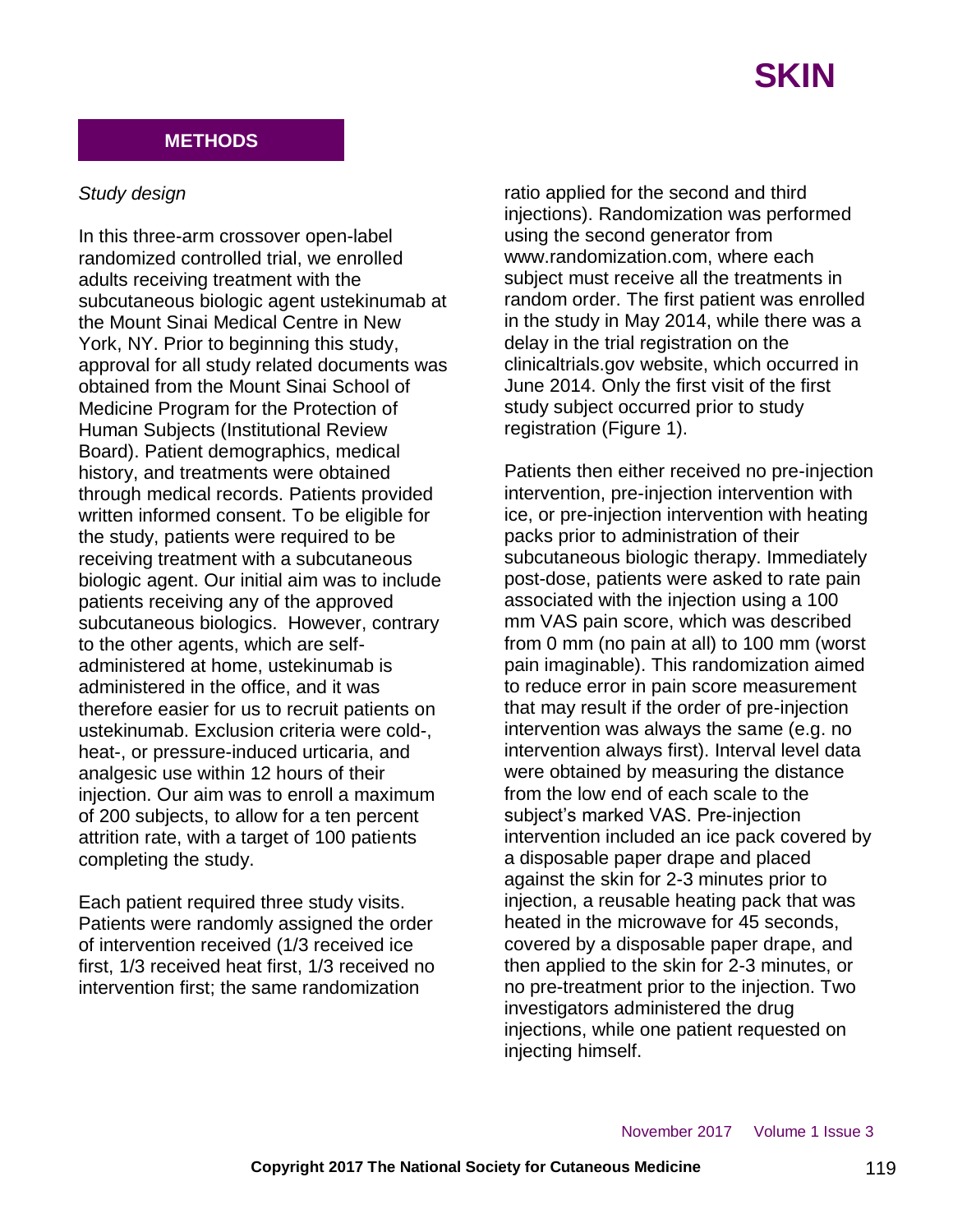## METHODS

*Study design*

In this three-arm crossover open-label randomized controlled trial, we enrolled adults receiving treatment with the subcutaneous biologic agent ustekinumab at the Mount Sinai Medical Centre in New York, NY. Prior to beginning this study, approval for all study related documents was obtained from the Mount Sinai School of Medicine Program for the Protection of Human Subjects (Institutional Review Board). Patient demographics, medical history, and treatments were obtained through medical records. Patients provided written informed consent. To be eligible for the study, patients were required to be receiving treatment with a subcutaneous biologic agent. Our initial aim was to include patients receiving any of the approved subcutaneous biologics. However, contrary to the other agents, which are self-administered at home, ustekinumab is administered in the office, and it was therefore easier for us to recruit patients on ustekinumab. Exclusion criteria were cold-, heat-, or pressure-induced urticaria, and analgesic use within 12 hours of their injection. Our aim was to enroll a maximum of 200 subjects, to allow for a ten percent attrition rate, with a target of 100 patients completing the study.

Each patient required three study visits. Patients were randomly assigned the order of intervention received (1/3 received ice first, 1/3 received heat first, 1/3 received no intervention first; the same randomization ratio applied for the second and third injections). Randomization was performed using the second generator from www.randomization.com, where each subject must receive all the treatments in random order. The first patient was enrolled in the study in May 2014, while there was a delay in the trial registration on the clinicaltrials.gov website, which occurred in June 2014. Only the first visit of the first study subject occurred prior to study registration (Figure 1).

Patients then either received no pre-injection intervention, pre-injection intervention with ice, or pre-injection intervention with heating packs prior to administration of their subcutaneous biologic therapy. Immediately post-dose, patients were asked to rate pain associated with the injection using a 100 mm VAS pain score, which was described from 0 mm (no pain at all) to 100 mm (worst pain imaginable). This randomization aimed to reduce error in pain score measurement that may result if the order of pre-injection intervention was always the same (e.g. no intervention always first). Interval level data were obtained by measuring the distance from the low end of each scale to the subject's marked VAS. Pre-injection intervention included an ice pack covered by a disposable paper drape and placed against the skin for 2-3 minutes prior to injection, a reusable heating pack that was heated in the microwave for 45 seconds, covered by a disposable paper drape, and then applied to the skin for 2-3 minutes, or no pre-treatment prior to the injection. Two investigators administered the drug injections, while one patient requested on injecting himself.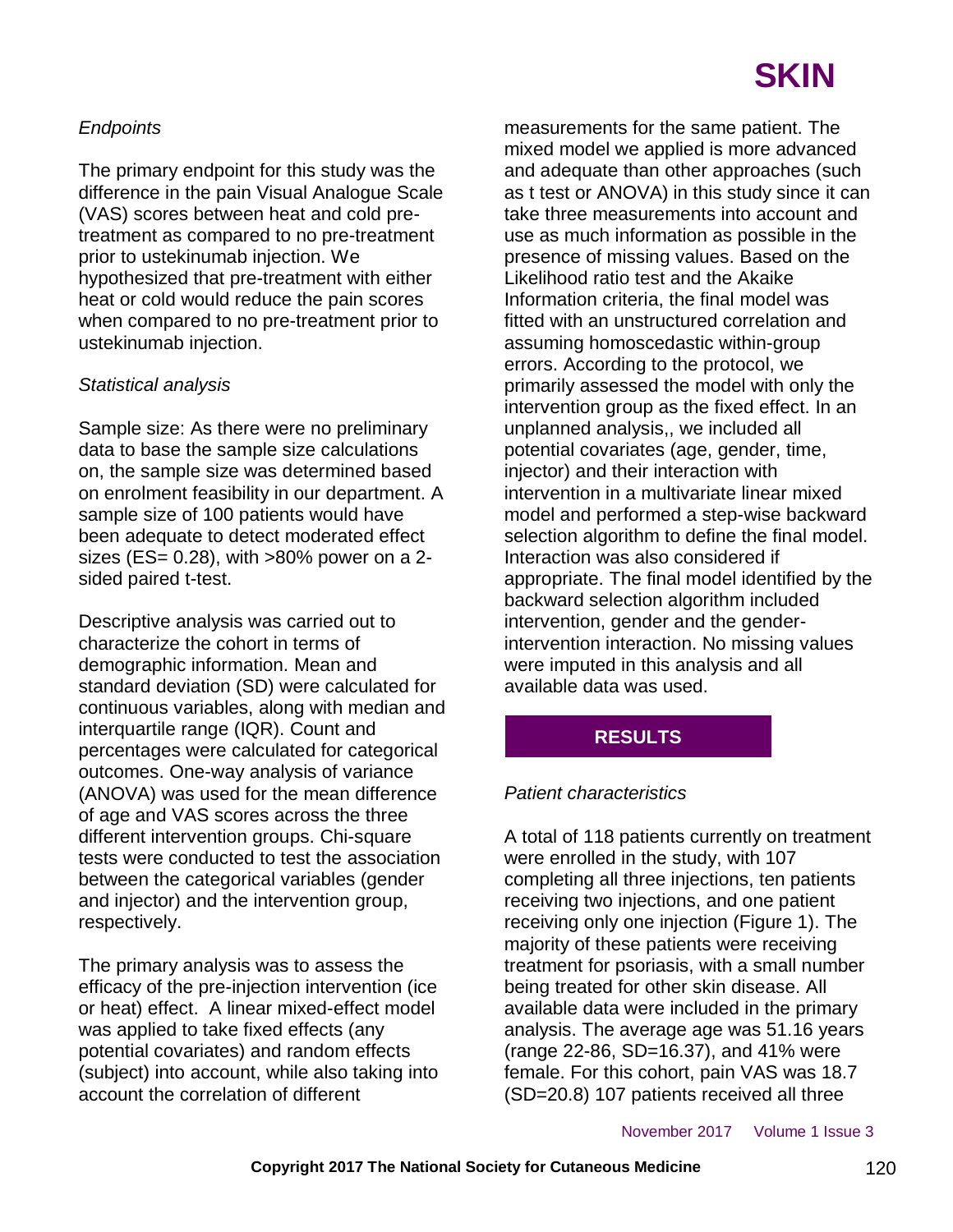*Endpoints*

The primary endpoint for this study was the difference in the pain Visual Analogue Scale (VAS) scores between heat and cold pre-treatment as compared to no pre-treatment prior to ustekinumab injection. We hypothesized that pre-treatment with either heat or cold would reduce the pain scores when compared to no pre-treatment prior to ustekinumab injection.

*Statistical analysis*

Sample size: As there were no preliminary data to base the sample size calculations on, the sample size was determined based on enrolment feasibility in our department. A sample size of 100 patients would have been adequate to detect moderated effect sizes (ES= 0.28), with >80% power on a 2-sided paired t-test.

Descriptive analysis was carried out to characterize the cohort in terms of demographic information. Mean and standard deviation (SD) were calculated for continuous variables, along with median and interquartile range (IQR). Count and percentages were calculated for categorical outcomes. One-way analysis of variance (ANOVA) was used for the mean difference of age and VAS scores across the three different intervention groups. Chi-square tests were conducted to test the association between the categorical variables (gender and injector) and the intervention group, respectively.

The primary analysis was to assess the efficacy of the pre-injection intervention (ice or heat) effect. A linear mixed-effect model was applied to take fixed effects (any potential covariates) and random effects (subject) into account, while also taking into account the correlation of different measurements for the same patient. The mixed model we applied is more advanced and adequate than other approaches (such as t test or ANOVA) in this study since it can take three measurements into account and use as much information as possible in the presence of missing values. Based on the Likelihood ratio test and the Akaike Information criteria, the final model was fitted with an unstructured correlation and assuming homoscedastic within-group errors. According to the protocol, we primarily assessed the model with only the intervention group as the fixed effect. In an unplanned analysis,, we included all potential covariates (age, gender, time, injector) and their interaction with intervention in a multivariate linear mixed model and performed a step-wise backward selection algorithm to define the final model. Interaction was also considered if appropriate. The final model identified by the backward selection algorithm included intervention, gender and the gender-intervention interaction. No missing values were imputed in this analysis and all available data was used.

## RESULTS

*Patient characteristics*

A total of 118 patients currently on treatment were enrolled in the study, with 107 completing all three injections, ten patients receiving two injections, and one patient receiving only one injection (Figure 1). The majority of these patients were receiving treatment for psoriasis, with a small number being treated for other skin disease. All available data were included in the primary analysis. The average age was 51.16 years (range 22-86, SD=16.37), and 41% were female. For this cohort, pain VAS was 18.7 (SD=20.8) 107 patients received all three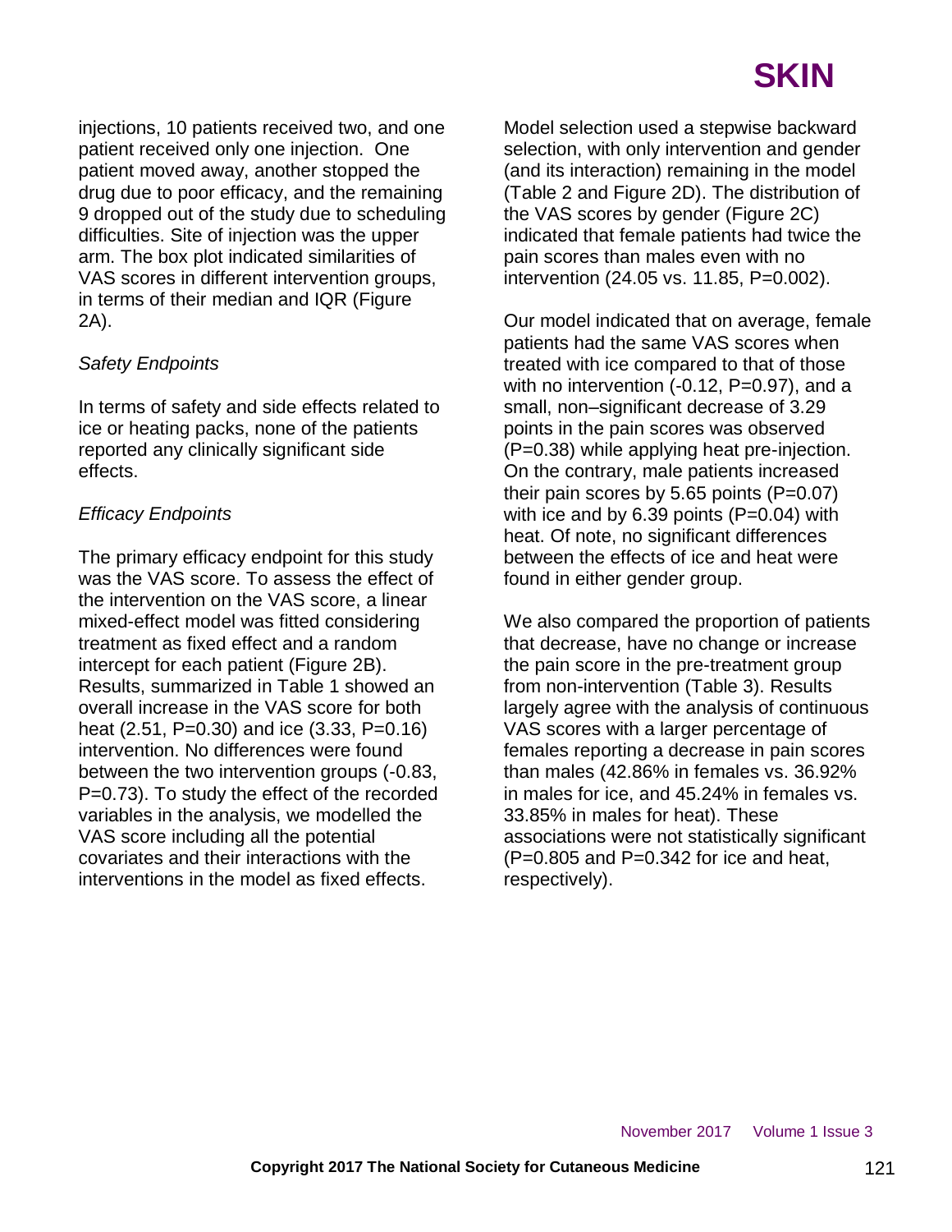injections, 10 patients received two, and one patient received only one injection. One patient moved away, another stopped the drug due to poor efficacy, and the remaining 9 dropped out of the study due to scheduling difficulties. Site of injection was the upper arm. The box plot indicated similarities of VAS scores in different intervention groups, in terms of their median and IQR (Figure 2A).

*Safety Endpoints*

In terms of safety and side effects related to ice or heating packs, none of the patients reported any clinically significant side effects.

*Efficacy Endpoints*

The primary efficacy endpoint for this study was the VAS score. To assess the effect of the intervention on the VAS score, a linear mixed-effect model was fitted considering treatment as fixed effect and a random intercept for each patient (Figure 2B). Results, summarized in Table 1 showed an overall increase in the VAS score for both heat (2.51, P=0.30) and ice (3.33, P=0.16) intervention. No differences were found between the two intervention groups (-0.83, P=0.73). To study the effect of the recorded variables in the analysis, we modelled the VAS score including all the potential covariates and their interactions with the interventions in the model as fixed effects.

Model selection used a stepwise backward selection, with only intervention and gender (and its interaction) remaining in the model (Table 2 and Figure 2D). The distribution of the VAS scores by gender (Figure 2C) indicated that female patients had twice the pain scores than males even with no intervention (24.05 vs. 11.85, P=0.002).

Our model indicated that on average, female patients had the same VAS scores when treated with ice compared to that of those with no intervention (-0.12, P=0.97), and a small, non–significant decrease of 3.29 points in the pain scores was observed (P=0.38) while applying heat pre-injection. On the contrary, male patients increased their pain scores by 5.65 points (P=0.07) with ice and by 6.39 points (P=0.04) with heat. Of note, no significant differences between the effects of ice and heat were found in either gender group.

We also compared the proportion of patients that decrease, have no change or increase the pain score in the pre-treatment group from non-intervention (Table 3). Results largely agree with the analysis of continuous VAS scores with a larger percentage of females reporting a decrease in pain scores than males (42.86% in females vs. 36.92% in males for ice, and 45.24% in females vs. 33.85% in males for heat). These associations were not statistically significant (P=0.805 and P=0.342 for ice and heat, respectively).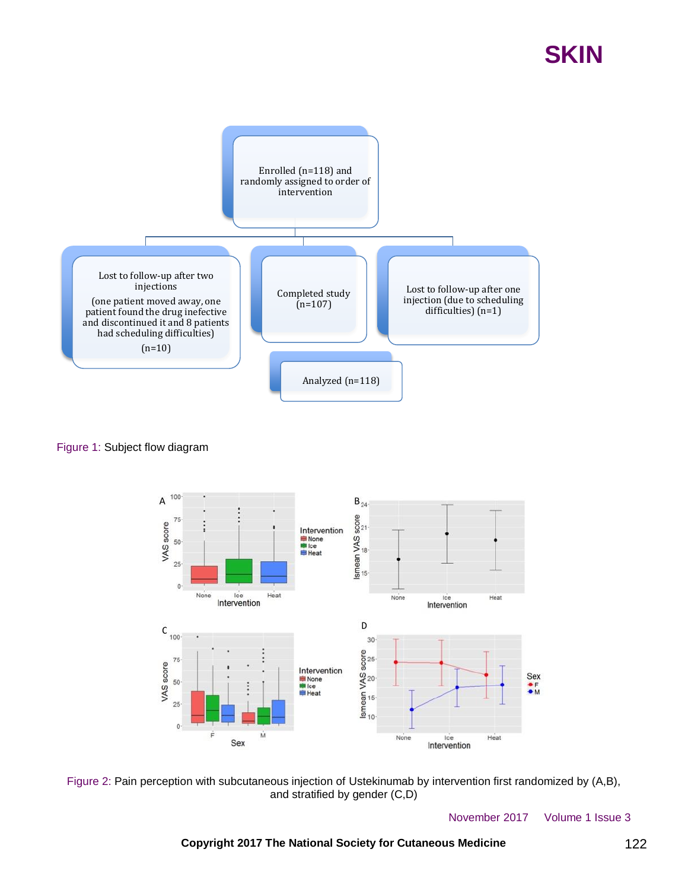Enrolled (n=118) and randomly assigned to order of intervention

Lost to follow-up after two injections

(one patient moved away, one patient found the drug inefective and discontinued it and 8 patients had scheduling difficulties)

(n=10)

Completed study (n=107)

Lost to follow-up after one injection (due to scheduling difficulties) (n=1)

Analyzed (n=118)

Figure 1: Subject flow diagram

Figure 2: Pain perception with subcutaneous injection of Ustekinumab by intervention first randomized by (A,B), and stratified by gender (C,D)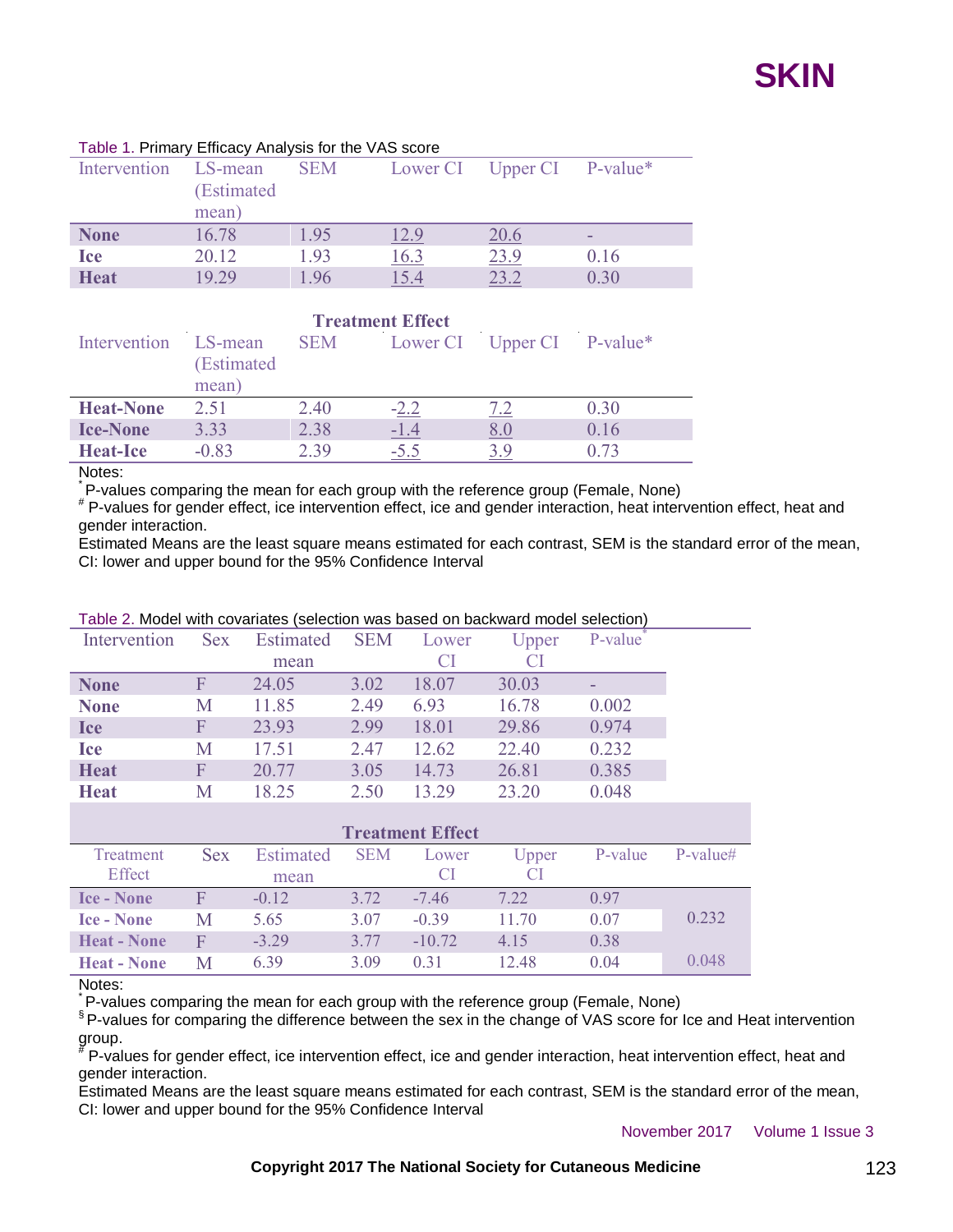Table 1. Primary Efficacy Analysis for the VAS score

| Intervention | LS-mean (Estimated mean) | SEM | Lower CI | Upper CI | P-value* |
|---|---|---|---|---|---|
| **None** | 16.78 | 1.95 | 12.9 | 20.6 | - |
| **Ice** | 20.12 | 1.93 | 16.3 | 23.9 | 0.16 |
| **Heat** | 19.29 | 1.96 | 15.4 | 23.2 | 0.30 |
| | | | **Treatment Effect** | | |
| Intervention | LS-mean (Estimated mean) | SEM | Lower CI | Upper CI | P-value* |
| **Heat-None** | 2.51 | 2.40 | -2.2 | 7.2 | 0.30 |
| **Ice-None** | 3.33 | 2.38 | -1.4 | 8.0 | 0.16 |
| **Heat-Ice** | -0.83 | 2.39 | -5.5 | 3.9 | 0.73 |

Notes:
[*] P-values comparing the mean for each group with the reference group (Female, None)
[#] P-values for gender effect, ice intervention effect, ice and gender interaction, heat intervention effect, heat and gender interaction.
Estimated Means are the least square means estimated for each contrast, SEM is the standard error of the mean, CI: lower and upper bound for the 95% Confidence Interval

Table 2. Model with covariates (selection was based on backward model selection)

| Intervention | Sex | Estimated mean | SEM | Lower CI | Upper CI | P-value* | |
|---|---|---|---|---|---|---|---|
| **None** | F | 24.05 | 3.02 | 18.07 | 30.03 | - | |
| **None** | M | 11.85 | 2.49 | 6.93 | 16.78 | 0.002 | |
| **Ice** | F | 23.93 | 2.99 | 18.01 | 29.86 | 0.974 | |
| **Ice** | M | 17.51 | 2.47 | 12.62 | 22.40 | 0.232 | |
| **Heat** | F | 20.77 | 3.05 | 14.73 | 26.81 | 0.385 | |
| **Heat** | M | 18.25 | 2.50 | 13.29 | 23.20 | 0.048 | |
| | | | **Treatment Effect** | | | | |
| Treatment Effect | Sex | Estimated mean | SEM | Lower CI | Upper CI | P-value | P-value# |
| **Ice - None** | F | -0.12 | 3.72 | -7.46 | 7.22 | 0.97 | |
| **Ice - None** | M | 5.65 | 3.07 | -0.39 | 11.70 | 0.07 | 0.232 |
| **Heat - None** | F | -3.29 | 3.77 | -10.72 | 4.15 | 0.38 | |
| **Heat - None** | M | 6.39 | 3.09 | 0.31 | 12.48 | 0.04 | 0.048 |

Notes:
[*] P-values comparing the mean for each group with the reference group (Female, None)
[§] P-values for comparing the difference between the sex in the change of VAS score for Ice and Heat intervention group.
[#] P-values for gender effect, ice intervention effect, ice and gender interaction, heat intervention effect, heat and gender interaction.
Estimated Means are the least square means estimated for each contrast, SEM is the standard error of the mean, CI: lower and upper bound for the 95% Confidence Interval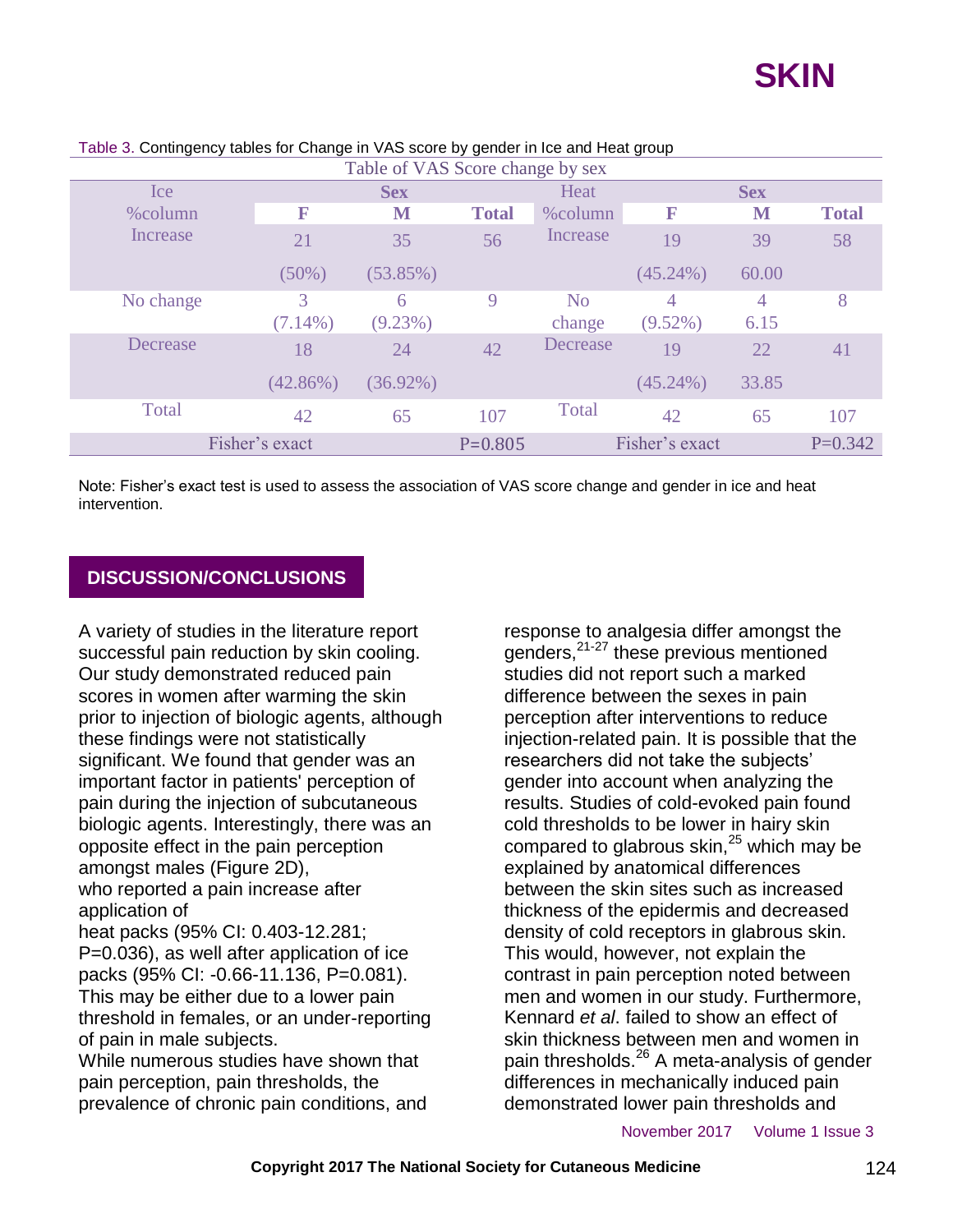Table 3. Contingency tables for Change in VAS score by gender in Ice and Heat group

| Table of VAS Score change by sex | | | | | | | |
|---|---|---|---|---|---|---|---|
| Ice | Sex | | | Heat | Sex | | |
| %column | F | M | Total | %column | F | M | Total |
| Increase | 21 (50%) | 35 (53.85%) | 56 | Increase | 19 (45.24%) | 39 60.00 | 58 |
| No change | 3 (7.14%) | 6 (9.23%) | 9 | No change | 4 (9.52%) | 4 6.15 | 8 |
| Decrease | 18 (42.86%) | 24 (36.92%) | 42 | Decrease | 19 (45.24%) | 22 33.85 | 41 |
| Total | 42 | 65 | 107 | Total | 42 | 65 | 107 |
| Fisher's exact | | | P=0.805 | Fisher's exact | | | P=0.342 |

Note: Fisher's exact test is used to assess the association of VAS score change and gender in ice and heat intervention.

## DISCUSSION/CONCLUSIONS

A variety of studies in the literature report successful pain reduction by skin cooling. Our study demonstrated reduced pain scores in women after warming the skin prior to injection of biologic agents, although these findings were not statistically significant. We found that gender was an important factor in patients' perception of pain during the injection of subcutaneous biologic agents. Interestingly, there was an opposite effect in the pain perception amongst males (Figure 2D), who reported a pain increase after application of heat packs (95% CI: 0.403-12.281; P=0.036), as well after application of ice packs (95% CI: -0.66-11.136, P=0.081). This may be either due to a lower pain threshold in females, or an under-reporting of pain in male subjects.

While numerous studies have shown that pain perception, pain thresholds, the prevalence of chronic pain conditions, and response to analgesia differ amongst the genders,[21-27] these previous mentioned studies did not report such a marked difference between the sexes in pain perception after interventions to reduce injection-related pain. It is possible that the researchers did not take the subjects' gender into account when analyzing the results. Studies of cold-evoked pain found cold thresholds to be lower in hairy skin compared to glabrous skin,[25] which may be explained by anatomical differences between the skin sites such as increased thickness of the epidermis and decreased density of cold receptors in glabrous skin. This would, however, not explain the contrast in pain perception noted between men and women in our study. Furthermore, Kennard *et al*. failed to show an effect of skin thickness between men and women in pain thresholds.[26] A meta-analysis of gender differences in mechanically induced pain demonstrated lower pain thresholds and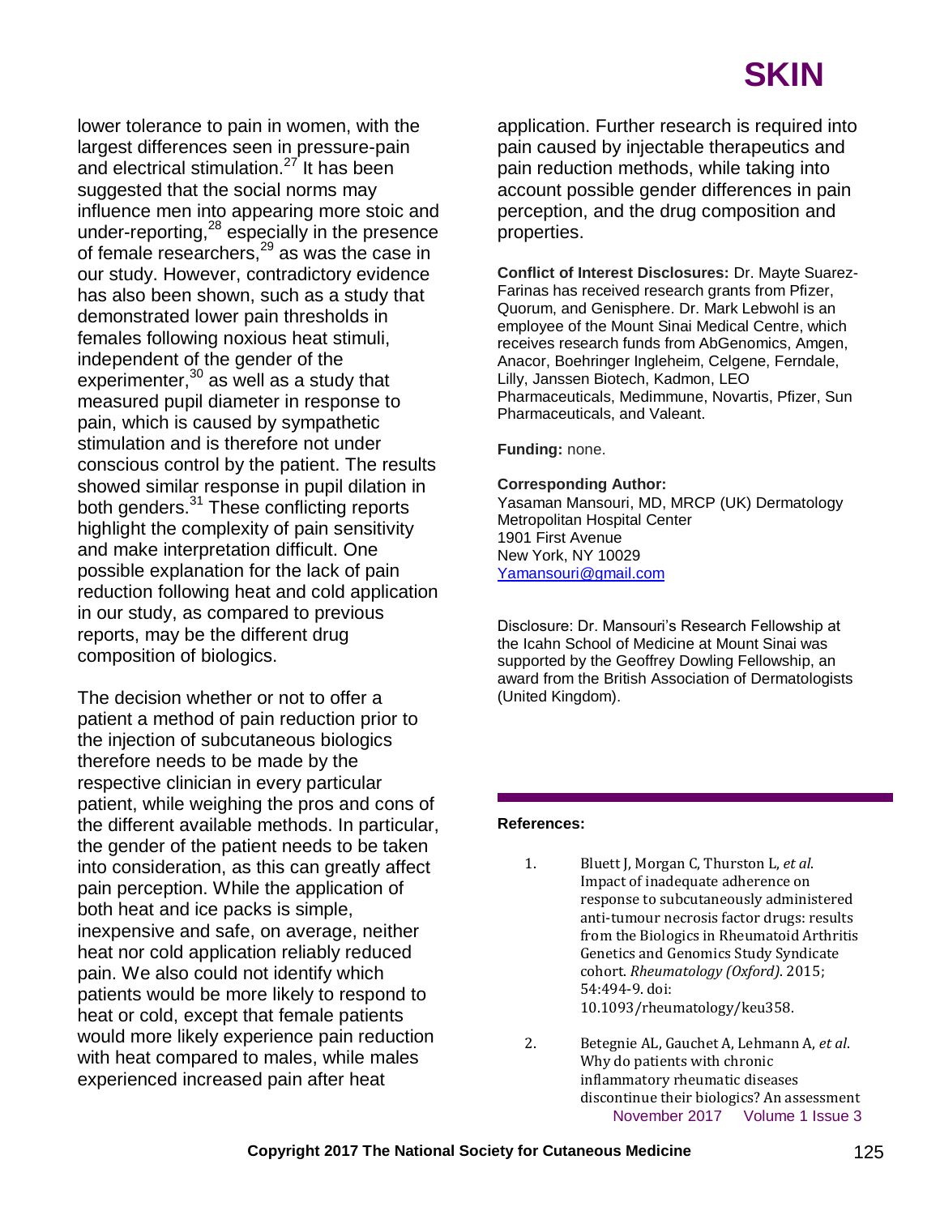lower tolerance to pain in women, with the largest differences seen in pressure-pain and electrical stimulation.[27] It has been suggested that the social norms may influence men into appearing more stoic and under-reporting,[28] especially in the presence of female researchers,[29] as was the case in our study. However, contradictory evidence has also been shown, such as a study that demonstrated lower pain thresholds in females following noxious heat stimuli, independent of the gender of the experimenter,[30] as well as a study that measured pupil diameter in response to pain, which is caused by sympathetic stimulation and is therefore not under conscious control by the patient. The results showed similar response in pupil dilation in both genders.[31] These conflicting reports highlight the complexity of pain sensitivity and make interpretation difficult. One possible explanation for the lack of pain reduction following heat and cold application in our study, as compared to previous reports, may be the different drug composition of biologics.

The decision whether or not to offer a patient a method of pain reduction prior to the injection of subcutaneous biologics therefore needs to be made by the respective clinician in every particular patient, while weighing the pros and cons of the different available methods. In particular, the gender of the patient needs to be taken into consideration, as this can greatly affect pain perception. While the application of both heat and ice packs is simple, inexpensive and safe, on average, neither heat nor cold application reliably reduced pain. We also could not identify which patients would be more likely to respond to heat or cold, except that female patients would more likely experience pain reduction with heat compared to males, while males experienced increased pain after heat application. Further research is required into pain caused by injectable therapeutics and pain reduction methods, while taking into account possible gender differences in pain perception, and the drug composition and properties.

**Conflict of Interest Disclosures:** Dr. Mayte Suarez-Farinas has received research grants from Pfizer, Quorum, and Genisphere. Dr. Mark Lebwohl is an employee of the Mount Sinai Medical Centre, which receives research funds from AbGenomics, Amgen, Anacor, Boehringer Ingleheim, Celgene, Ferndale, Lilly, Janssen Biotech, Kadmon, LEO Pharmaceuticals, Medimmune, Novartis, Pfizer, Sun Pharmaceuticals, and Valeant.

**Funding:** none.

**Corresponding Author:**
Yasaman Mansouri, MD, MRCP (UK) Dermatology
Metropolitan Hospital Center
1901 First Avenue
New York, NY 10029
Yamansouri@gmail.com

Disclosure: Dr. Mansouri's Research Fellowship at the Icahn School of Medicine at Mount Sinai was supported by the Geoffrey Dowling Fellowship, an award from the British Association of Dermatologists (United Kingdom).

**References:**

1. Bluett J, Morgan C, Thurston L, *et al*. Impact of inadequate adherence on response to subcutaneously administered anti-tumour necrosis factor drugs: results from the Biologics in Rheumatoid Arthritis Genetics and Genomics Study Syndicate cohort. *Rheumatology (Oxford)*. 2015; 54:494-9. doi: 10.1093/rheumatology/keu358.
2. Betegnie AL, Gauchet A, Lehmann A, *et al*. Why do patients with chronic inflammatory rheumatic diseases discontinue their biologics? An assessment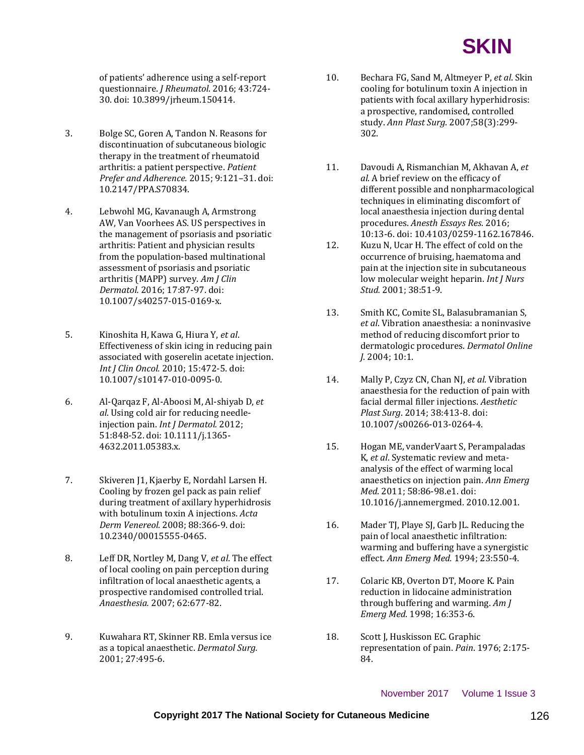of patients' adherence using a self-report questionnaire. *J Rheumatol*. 2016; 43:724-30. doi: 10.3899/jrheum.150414.

3. Bolge SC, Goren A, Tandon N. Reasons for discontinuation of subcutaneous biologic therapy in the treatment of rheumatoid arthritis: a patient perspective. *Patient Prefer and Adherence.* 2015; 9:121–31. doi: 10.2147/PPA.S70834.

4. Lebwohl MG, Kavanaugh A, Armstrong AW, Van Voorhees AS. US perspectives in the management of psoriasis and psoriatic arthritis: Patient and physician results from the population-based multinational assessment of psoriasis and psoriatic arthritis (MAPP) survey. *Am J Clin Dermatol.* 2016; 17:87-97. doi: 10.1007/s40257-015-0169-x.

5. Kinoshita H, Kawa G, Hiura Y, *et al*. Effectiveness of skin icing in reducing pain associated with goserelin acetate injection. *Int J Clin Oncol.* 2010; 15:472-5. doi: 10.1007/s10147-010-0095-0.

6. Al-Qarqaz F, Al-Aboosi M, Al-shiyab D, *et al*. Using cold air for reducing needle-injection pain. *Int J Dermatol.* 2012; 51:848-52. doi: 10.1111/j.1365-4632.2011.05383.x.

7. Skiveren J1, Kjaerby E, Nordahl Larsen H. Cooling by frozen gel pack as pain relief during treatment of axillary hyperhidrosis with botulinum toxin A injections. *Acta Derm Venereol.* 2008; 88:366-9. doi: 10.2340/00015555-0465.

8. Leff DR, Nortley M, Dang V, *et al*. The effect of local cooling on pain perception during infiltration of local anaesthetic agents, a prospective randomised controlled trial. *Anaesthesia.* 2007; 62:677-82.

9. Kuwahara RT, Skinner RB. Emla versus ice as a topical anaesthetic. *Dermatol Surg.* 2001; 27:495-6.

10. Bechara FG, Sand M, Altmeyer P, *et al*. Skin cooling for botulinum toxin A injection in patients with focal axillary hyperhidrosis: a prospective, randomised, controlled study. *Ann Plast Surg*. 2007;58(3):299-302.

11. Davoudi A, Rismanchian M, Akhavan A, *et al*. A brief review on the efficacy of different possible and nonpharmacological techniques in eliminating discomfort of local anaesthesia injection during dental procedures. *Anesth Essays Res*. 2016; 10:13-6. doi: 10.4103/0259-1162.167846.

12. Kuzu N, Ucar H. The effect of cold on the occurrence of bruising, haematoma and pain at the injection site in subcutaneous low molecular weight heparin. *Int J Nurs Stud.* 2001; 38:51-9.

13. Smith KC, Comite SL, Balasubramanian S, *et al*. Vibration anaesthesia: a noninvasive method of reducing discomfort prior to dermatologic procedures. *Dermatol Online J.* 2004; 10:1.

14. Mally P, Czyz CN, Chan NJ, *et al*. Vibration anaesthesia for the reduction of pain with facial dermal filler injections. *Aesthetic Plast Surg*. 2014; 38:413-8. doi: 10.1007/s00266-013-0264-4.

15. Hogan ME, vanderVaart S, Perampaladas K, *et al*. Systematic review and meta-analysis of the effect of warming local anaesthetics on injection pain. *Ann Emerg Med*. 2011; 58:86-98.e1. doi: 10.1016/j.annemergmed. 2010.12.001.

16. Mader TJ, Playe SJ, Garb JL. Reducing the pain of local anaesthetic infiltration: warming and buffering have a synergistic effect. *Ann Emerg Med.* 1994; 23:550-4.

17. Colaric KB, Overton DT, Moore K. Pain reduction in lidocaine administration through buffering and warming. *Am J Emerg Med*. 1998; 16:353-6.

18. Scott J, Huskisson EC. Graphic representation of pain. *Pain*. 1976; 2:175-84.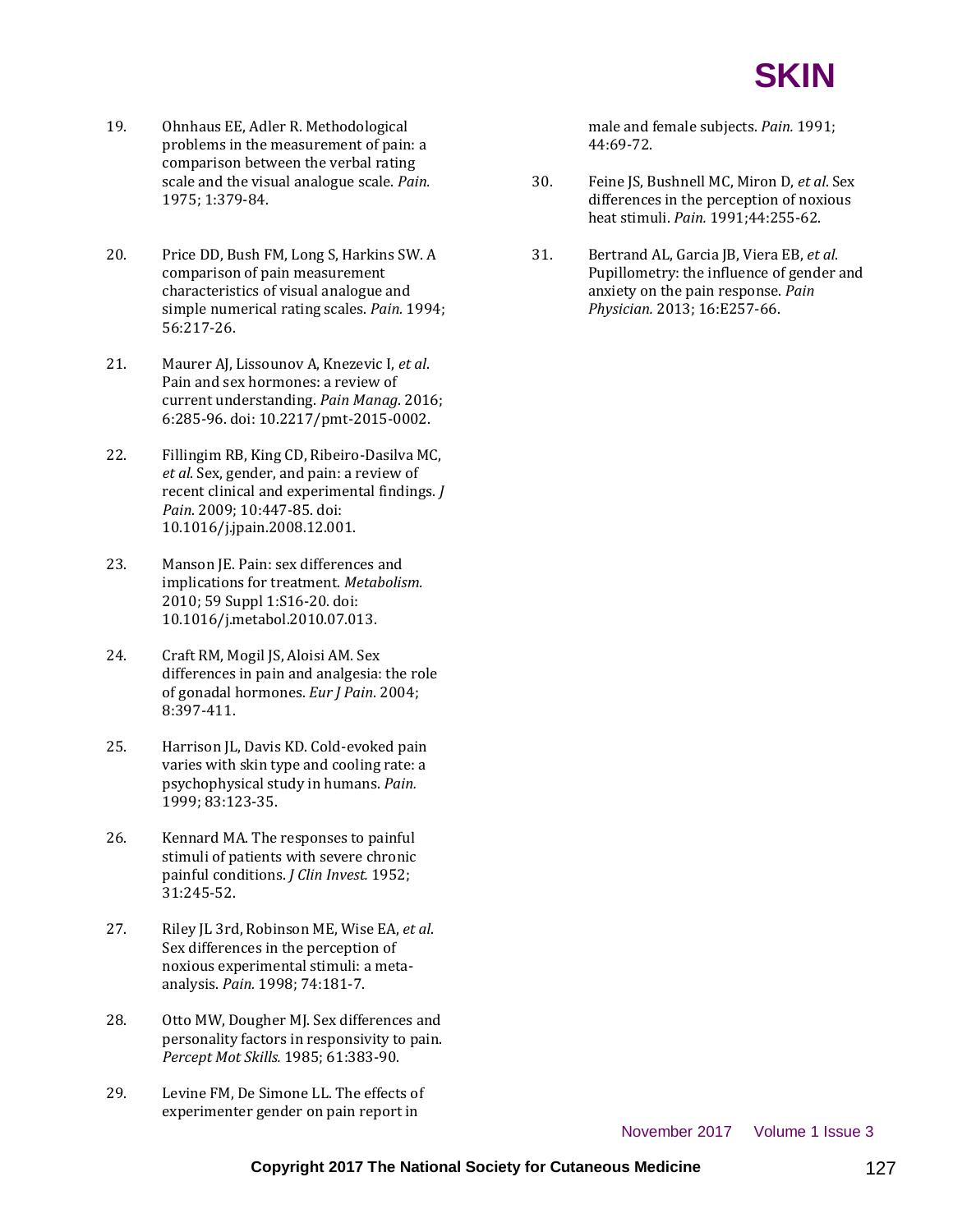19. Ohnhaus EE, Adler R. Methodological problems in the measurement of pain: a comparison between the verbal rating scale and the visual analogue scale. *Pain.* 1975; 1:379-84.

20. Price DD, Bush FM, Long S, Harkins SW. A comparison of pain measurement characteristics of visual analogue and simple numerical rating scales. *Pain.* 1994; 56:217-26.

21. Maurer AJ, Lissounov A, Knezevic I, *et al*. Pain and sex hormones: a review of current understanding. *Pain Manag.* 2016; 6:285-96. doi: 10.2217/pmt-2015-0002.

22. Fillingim RB, King CD, Ribeiro-Dasilva MC, *et al*. Sex, gender, and pain: a review of recent clinical and experimental findings. *J Pain.* 2009; 10:447-85. doi: 10.1016/j.jpain.2008.12.001.

23. Manson JE. Pain: sex differences and implications for treatment. *Metabolism.* 2010; 59 Suppl 1:S16-20. doi: 10.1016/j.metabol.2010.07.013.

24. Craft RM, Mogil JS, Aloisi AM. Sex differences in pain and analgesia: the role of gonadal hormones. *Eur J Pain.* 2004; 8:397-411.

25. Harrison JL, Davis KD. Cold-evoked pain varies with skin type and cooling rate: a psychophysical study in humans. *Pain.* 1999; 83:123-35.

26. Kennard MA. The responses to painful stimuli of patients with severe chronic painful conditions. *J Clin Invest.* 1952; 31:245-52.

27. Riley JL 3rd, Robinson ME, Wise EA, *et al*. Sex differences in the perception of noxious experimental stimuli: a meta-analysis. *Pain.* 1998; 74:181-7.

28. Otto MW, Dougher MJ. Sex differences and personality factors in responsivity to pain. *Percept Mot Skills.* 1985; 61:383-90.

29. Levine FM, De Simone LL. The effects of experimenter gender on pain report in male and female subjects. *Pain.* 1991; 44:69-72.

30. Feine JS, Bushnell MC, Miron D, *et al*. Sex differences in the perception of noxious heat stimuli. *Pain.* 1991;44:255-62.

31. Bertrand AL, Garcia JB, Viera EB, *et al*. Pupillometry: the influence of gender and anxiety on the pain response. *Pain Physician.* 2013; 16:E257-66.